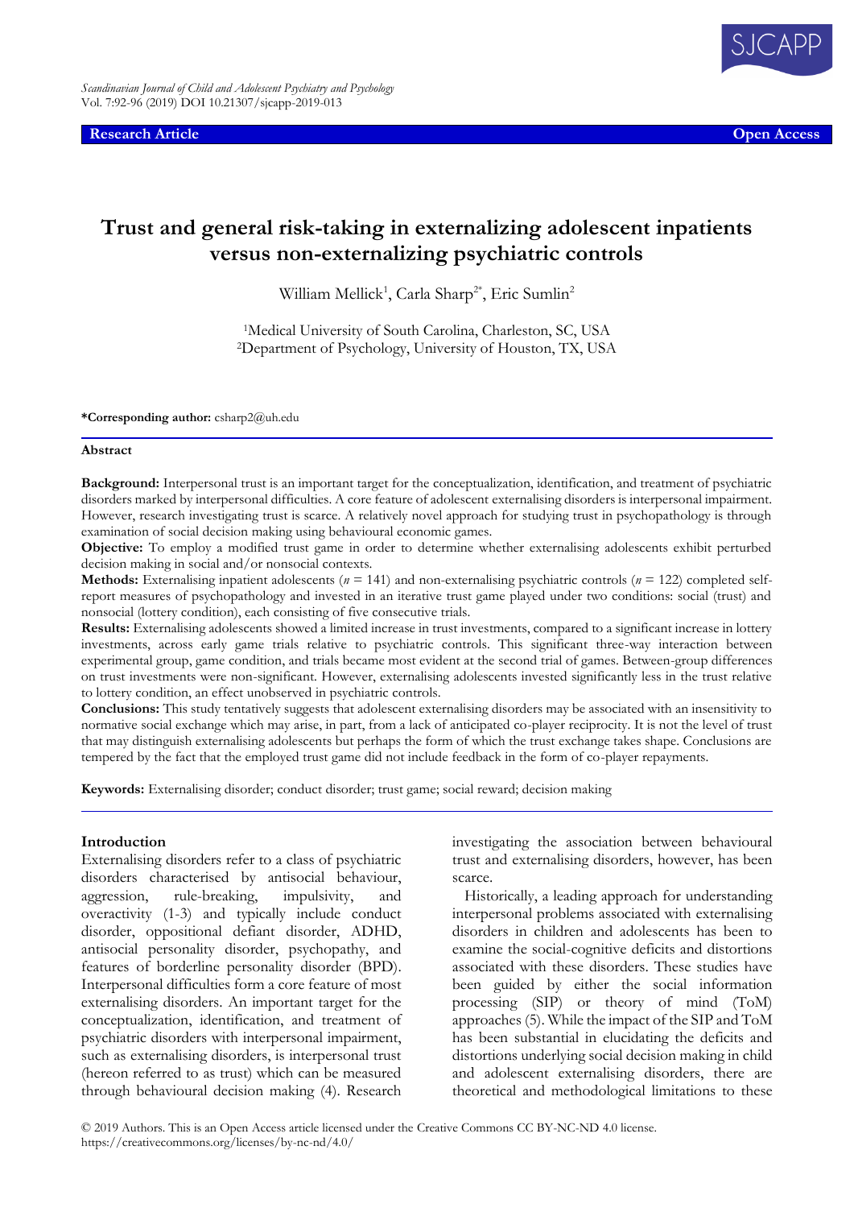Scandinavian Journal of Child and Adolescent Psychiatry and Psychology
Vol. 7:92-96 (2019) DOI 10.21307/sjcapp-2019-013

**Research Article** **Open Access**

# Trust and general risk-taking in externalizing adolescent inpatients versus non-externalizing psychiatric controls

William Mellick[1], Carla Sharp[2*], Eric Sumlin[2]

[1]Medical University of South Carolina, Charleston, SC, USA
[2]Department of Psychology, University of Houston, TX, USA

**\*Corresponding author:** csharp2@uh.edu

## Abstract

**Background:** Interpersonal trust is an important target for the conceptualization, identification, and treatment of psychiatric disorders marked by interpersonal difficulties. A core feature of adolescent externalising disorders is interpersonal impairment. However, research investigating trust is scarce. A relatively novel approach for studying trust in psychopathology is through examination of social decision making using behavioural economic games.

**Objective:** To employ a modified trust game in order to determine whether externalising adolescents exhibit perturbed decision making in social and/or nonsocial contexts.

**Methods:** Externalising inpatient adolescents (*n* = 141) and non-externalising psychiatric controls (*n* = 122) completed self-report measures of psychopathology and invested in an iterative trust game played under two conditions: social (trust) and nonsocial (lottery condition), each consisting of five consecutive trials.

**Results:** Externalising adolescents showed a limited increase in trust investments, compared to a significant increase in lottery investments, across early game trials relative to psychiatric controls. This significant three-way interaction between experimental group, game condition, and trials became most evident at the second trial of games. Between-group differences on trust investments were non-significant. However, externalising adolescents invested significantly less in the trust relative to lottery condition, an effect unobserved in psychiatric controls.

**Conclusions:** This study tentatively suggests that adolescent externalising disorders may be associated with an insensitivity to normative social exchange which may arise, in part, from a lack of anticipated co-player reciprocity. It is not the level of trust that may distinguish externalising adolescents but perhaps the form of which the trust exchange takes shape. Conclusions are tempered by the fact that the employed trust game did not include feedback in the form of co-player repayments.

**Keywords:** Externalising disorder; conduct disorder; trust game; social reward; decision making

## Introduction

Externalising disorders refer to a class of psychiatric disorders characterised by antisocial behaviour, aggression, rule-breaking, impulsivity, and overactivity (1-3) and typically include conduct disorder, oppositional defiant disorder, ADHD, antisocial personality disorder, psychopathy, and features of borderline personality disorder (BPD). Interpersonal difficulties form a core feature of most externalising disorders. An important target for the conceptualization, identification, and treatment of psychiatric disorders with interpersonal impairment, such as externalising disorders, is interpersonal trust (hereon referred to as trust) which can be measured through behavioural decision making (4). Research investigating the association between behavioural trust and externalising disorders, however, has been scarce.

Historically, a leading approach for understanding interpersonal problems associated with externalising disorders in children and adolescents has been to examine the social-cognitive deficits and distortions associated with these disorders. These studies have been guided by either the social information processing (SIP) or theory of mind (ToM) approaches (5). While the impact of the SIP and ToM has been substantial in elucidating the deficits and distortions underlying social decision making in child and adolescent externalising disorders, there are theoretical and methodological limitations to these

© 2019 Authors. This is an Open Access article licensed under the Creative Commons CC BY-NC-ND 4.0 license.
https://creativecommons.org/licenses/by-nc-nd/4.0/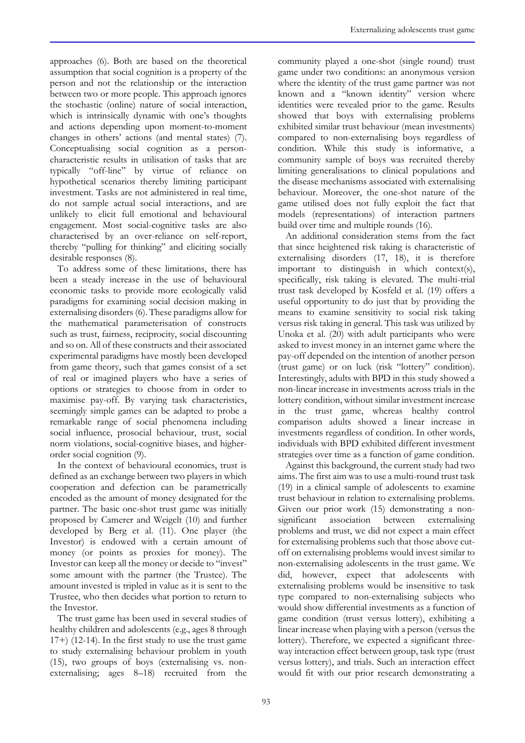approaches (6). Both are based on the theoretical assumption that social cognition is a property of the person and not the relationship or the interaction between two or more people. This approach ignores the stochastic (online) nature of social interaction, which is intrinsically dynamic with one's thoughts and actions depending upon moment-to-moment changes in others' actions (and mental states) (7). Conceptualising social cognition as a person-characteristic results in utilisation of tasks that are typically "off-line" by virtue of reliance on hypothetical scenarios thereby limiting participant investment. Tasks are not administered in real time, do not sample actual social interactions, and are unlikely to elicit full emotional and behavioural engagement. Most social-cognitive tasks are also characterised by an over-reliance on self-report, thereby "pulling for thinking" and eliciting socially desirable responses (8).

To address some of these limitations, there has been a steady increase in the use of behavioural economic tasks to provide more ecologically valid paradigms for examining social decision making in externalising disorders (6). These paradigms allow for the mathematical parameterisation of constructs such as trust, fairness, reciprocity, social discounting and so on. All of these constructs and their associated experimental paradigms have mostly been developed from game theory, such that games consist of a set of real or imagined players who have a series of options or strategies to choose from in order to maximise pay-off. By varying task characteristics, seemingly simple games can be adapted to probe a remarkable range of social phenomena including social influence, prosocial behaviour, trust, social norm violations, social-cognitive biases, and higher-order social cognition (9).

In the context of behavioural economics, trust is defined as an exchange between two players in which cooperation and defection can be parametrically encoded as the amount of money designated for the partner. The basic one-shot trust game was initially proposed by Camerer and Weigelt (10) and further developed by Berg et al. (11). One player (the Investor) is endowed with a certain amount of money (or points as proxies for money). The Investor can keep all the money or decide to "invest" some amount with the partner (the Trustee). The amount invested is tripled in value as it is sent to the Trustee, who then decides what portion to return to the Investor.

The trust game has been used in several studies of healthy children and adolescents (e.g., ages 8 through 17+) (12-14). In the first study to use the trust game to study externalising behaviour problem in youth (15), two groups of boys (externalising vs. non-externalising; ages 8–18) recruited from the community played a one-shot (single round) trust game under two conditions: an anonymous version where the identity of the trust game partner was not known and a "known identity" version where identities were revealed prior to the game. Results showed that boys with externalising problems exhibited similar trust behaviour (mean investments) compared to non-externalising boys regardless of condition. While this study is informative, a community sample of boys was recruited thereby limiting generalisations to clinical populations and the disease mechanisms associated with externalising behaviour. Moreover, the one-shot nature of the game utilised does not fully exploit the fact that models (representations) of interaction partners build over time and multiple rounds (16).

An additional consideration stems from the fact that since heightened risk taking is characteristic of externalising disorders (17, 18), it is therefore important to distinguish in which context(s), specifically, risk taking is elevated. The multi-trial trust task developed by Kosfeld et al. (19) offers a useful opportunity to do just that by providing the means to examine sensitivity to social risk taking versus risk taking in general. This task was utilized by Unoka et al. (20) with adult participants who were asked to invest money in an internet game where the pay-off depended on the intention of another person (trust game) or on luck (risk "lottery" condition). Interestingly, adults with BPD in this study showed a non-linear increase in investments across trials in the lottery condition, without similar investment increase in the trust game, whereas healthy control comparison adults showed a linear increase in investments regardless of condition. In other words, individuals with BPD exhibited different investment strategies over time as a function of game condition.

Against this background, the current study had two aims. The first aim was to use a multi-round trust task (19) in a clinical sample of adolescents to examine trust behaviour in relation to externalising problems. Given our prior work (15) demonstrating a non-significant association between externalising problems and trust, we did not expect a main effect for externalising problems such that those above cut-off on externalising problems would invest similar to non-externalising adolescents in the trust game. We did, however, expect that adolescents with externalising problems would be insensitive to task type compared to non-externalising subjects who would show differential investments as a function of game condition (trust versus lottery), exhibiting a linear increase when playing with a person (versus the lottery). Therefore, we expected a significant three-way interaction effect between group, task type (trust versus lottery), and trials. Such an interaction effect would fit with our prior research demonstrating a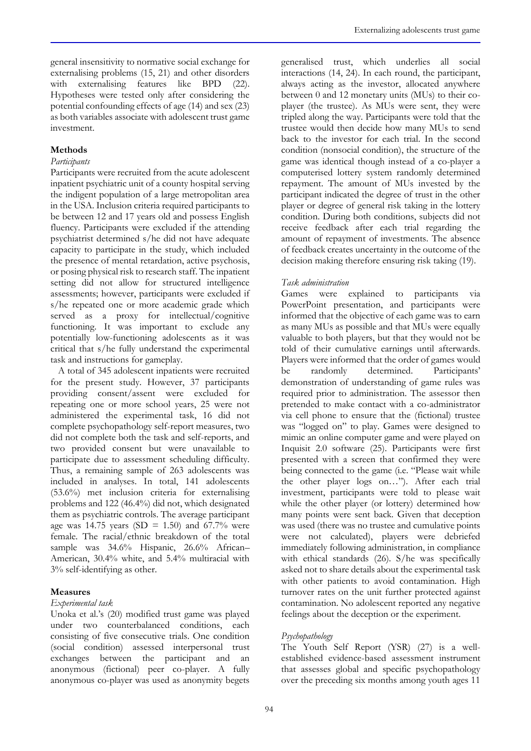general insensitivity to normative social exchange for externalising problems (15, 21) and other disorders with externalising features like BPD (22). Hypotheses were tested only after considering the potential confounding effects of age (14) and sex (23) as both variables associate with adolescent trust game investment.

## Methods

### *Participants*

Participants were recruited from the acute adolescent inpatient psychiatric unit of a county hospital serving the indigent population of a large metropolitan area in the USA. Inclusion criteria required participants to be between 12 and 17 years old and possess English fluency. Participants were excluded if the attending psychiatrist determined s/he did not have adequate capacity to participate in the study, which included the presence of mental retardation, active psychosis, or posing physical risk to research staff. The inpatient setting did not allow for structured intelligence assessments; however, participants were excluded if s/he repeated one or more academic grade which served as a proxy for intellectual/cognitive functioning. It was important to exclude any potentially low-functioning adolescents as it was critical that s/he fully understand the experimental task and instructions for gameplay.

A total of 345 adolescent inpatients were recruited for the present study. However, 37 participants providing consent/assent were excluded for repeating one or more school years, 25 were not administered the experimental task, 16 did not complete psychopathology self-report measures, two did not complete both the task and self-reports, and two provided consent but were unavailable to participate due to assessment scheduling difficulty. Thus, a remaining sample of 263 adolescents was included in analyses. In total, 141 adolescents (53.6%) met inclusion criteria for externalising problems and 122 (46.4%) did not, which designated them as psychiatric controls. The average participant age was 14.75 years (SD = 1.50) and 67.7% were female. The racial/ethnic breakdown of the total sample was 34.6% Hispanic, 26.6% African–American, 30.4% white, and 5.4% multiracial with 3% self-identifying as other.

## Measures

### *Experimental task*

Unoka et al.'s (20) modified trust game was played under two counterbalanced conditions, each consisting of five consecutive trials. One condition (social condition) assessed interpersonal trust exchanges between the participant and an anonymous (fictional) peer co-player. A fully anonymous co-player was used as anonymity begets generalised trust, which underlies all social interactions (14, 24). In each round, the participant, always acting as the investor, allocated anywhere between 0 and 12 monetary units (MUs) to their co-player (the trustee). As MUs were sent, they were tripled along the way. Participants were told that the trustee would then decide how many MUs to send back to the investor for each trial. In the second condition (nonsocial condition), the structure of the game was identical though instead of a co-player a computerised lottery system randomly determined repayment. The amount of MUs invested by the participant indicated the degree of trust in the other player or degree of general risk taking in the lottery condition. During both conditions, subjects did not receive feedback after each trial regarding the amount of repayment of investments. The absence of feedback creates uncertainty in the outcome of the decision making therefore ensuring risk taking (19).

### *Task administration*

Games were explained to participants via PowerPoint presentation, and participants were informed that the objective of each game was to earn as many MUs as possible and that MUs were equally valuable to both players, but that they would not be told of their cumulative earnings until afterwards. Players were informed that the order of games would be randomly determined. Participants' demonstration of understanding of game rules was required prior to administration. The assessor then pretended to make contact with a co-administrator via cell phone to ensure that the (fictional) trustee was "logged on" to play. Games were designed to mimic an online computer game and were played on Inquisit 2.0 software (25). Participants were first presented with a screen that confirmed they were being connected to the game (i.e. "Please wait while the other player logs on…"). After each trial investment, participants were told to please wait while the other player (or lottery) determined how many points were sent back. Given that deception was used (there was no trustee and cumulative points were not calculated), players were debriefed immediately following administration, in compliance with ethical standards (26). S/he was specifically asked not to share details about the experimental task with other patients to avoid contamination. High turnover rates on the unit further protected against contamination. No adolescent reported any negative feelings about the deception or the experiment.

### *Psychopathology*

The Youth Self Report (YSR) (27) is a well-established evidence-based assessment instrument that assesses global and specific psychopathology over the preceding six months among youth ages 11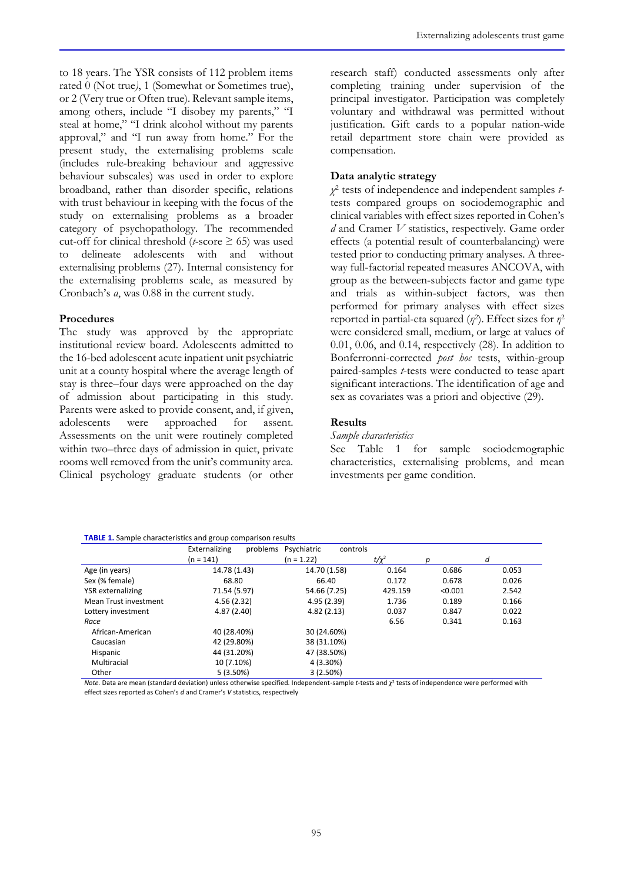to 18 years. The YSR consists of 112 problem items rated 0 (Not true), 1 (Somewhat or Sometimes true), or 2 (Very true or Often true). Relevant sample items, among others, include "I disobey my parents," "I steal at home," "I drink alcohol without my parents approval," and "I run away from home." For the present study, the externalising problems scale (includes rule-breaking behaviour and aggressive behaviour subscales) was used in order to explore broadband, rather than disorder specific, relations with trust behaviour in keeping with the focus of the study on externalising problems as a broader category of psychopathology. The recommended cut-off for clinical threshold ($t$-score ≥ 65) was used to delineate adolescents with and without externalising problems (27). Internal consistency for the externalising problems scale, as measured by Cronbach's $a$, was 0.88 in the current study.

**Procedures**

The study was approved by the appropriate institutional review board. Adolescents admitted to the 16-bed adolescent acute inpatient unit psychiatric unit at a county hospital where the average length of stay is three–four days were approached on the day of admission about participating in this study. Parents were asked to provide consent, and, if given, adolescents were approached for assent. Assessments on the unit were routinely completed within two–three days of admission in quiet, private rooms well removed from the unit's community area. Clinical psychology graduate students (or other research staff) conducted assessments only after completing training under supervision of the principal investigator. Participation was completely voluntary and withdrawal was permitted without justification. Gift cards to a popular nation-wide retail department store chain were provided as compensation.

**Data analytic strategy**

$\chi^2$ tests of independence and independent samples $t$-tests compared groups on sociodemographic and clinical variables with effect sizes reported in Cohen's $d$ and Cramer $V$ statistics, respectively. Game order effects (a potential result of counterbalancing) were tested prior to conducting primary analyses. A three-way full-factorial repeated measures ANCOVA, with group as the between-subjects factor and game type and trials as within-subject factors, was then performed for primary analyses with effect sizes reported in partial-eta squared ($\eta^2$). Effect sizes for $\eta^2$ were considered small, medium, or large at values of 0.01, 0.06, and 0.14, respectively (28). In addition to Bonferronni-corrected *post hoc* tests, within-group paired-samples $t$-tests were conducted to tease apart significant interactions. The identification of age and sex as covariates was a priori and objective (29).

**Results**

*Sample characteristics*

See Table 1 for sample sociodemographic characteristics, externalising problems, and mean investments per game condition.

**TABLE 1.** Sample characteristics and group comparison results

| | Externalizing problems (n = 141) | Psychiatric controls (n = 1.22) | $t/\chi^2$ | $p$ | $d$ |
|---|---|---|---|---|---|
| Age (in years) | 14.78 (1.43) | 14.70 (1.58) | 0.164 | 0.686 | 0.053 |
| Sex (% female) | 68.80 | 66.40 | 0.172 | 0.678 | 0.026 |
| YSR externalizing | 71.54 (5.97) | 54.66 (7.25) | 429.159 | <0.001 | 2.542 |
| Mean Trust investment | 4.56 (2.32) | 4.95 (2.39) | 1.736 | 0.189 | 0.166 |
| Lottery investment | 4.87 (2.40) | 4.82 (2.13) | 0.037 | 0.847 | 0.022 |
| *Race* | | | 6.56 | 0.341 | 0.163 |
| African-American | 40 (28.40%) | 30 (24.60%) | | | |
| Caucasian | 42 (29.80%) | 38 (31.10%) | | | |
| Hispanic | 44 (31.20%) | 47 (38.50%) | | | |
| Multiracial | 10 (7.10%) | 4 (3.30%) | | | |
| Other | 5 (3.50%) | 3 (2.50%) | | | |

*Note*. Data are mean (standard deviation) unless otherwise specified. Independent-sample $t$-tests and $\chi^2$ tests of independence were performed with effect sizes reported as Cohen's $d$ and Cramer's $V$ statistics, respectively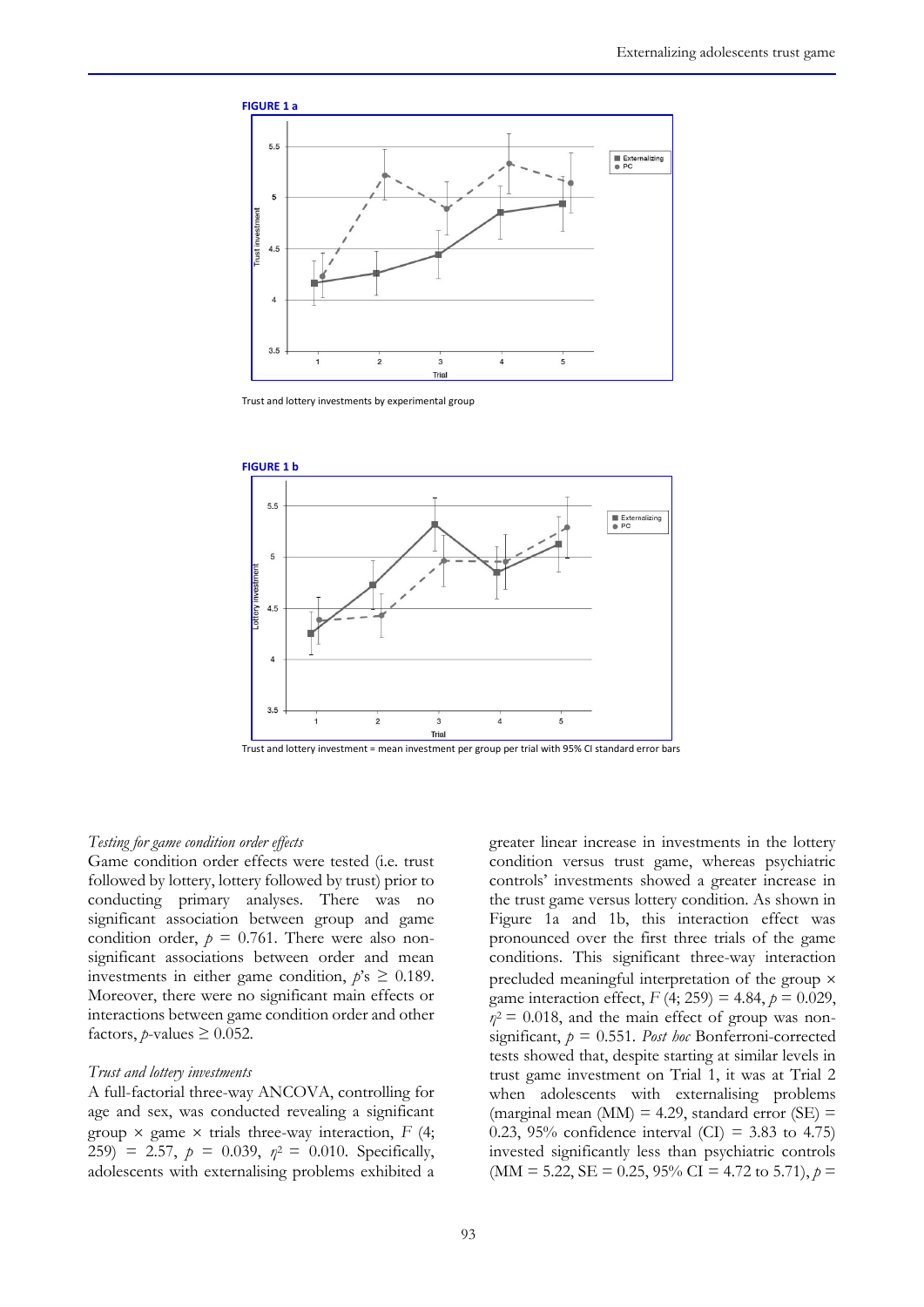**FIGURE 1 a**

Trust and lottery investments by experimental group

**FIGURE 1 b**

Trust and lottery investment = mean investment per group per trial with 95% CI standard error bars

*Testing for game condition order effects*

Game condition order effects were tested (i.e. trust followed by lottery, lottery followed by trust) prior to conducting primary analyses. There was no significant association between group and game condition order, $p = 0.761$. There were also non-significant associations between order and mean investments in either game condition, $p$'s $\geq 0.189$. Moreover, there were no significant main effects or interactions between game condition order and other factors, $p$-values $\geq 0.052$.

*Trust and lottery investments*

A full-factorial three-way ANCOVA, controlling for age and sex, was conducted revealing a significant group × game × trials three-way interaction, $F$ (4; 259) = 2.57, $p = 0.039$, $\eta^2 = 0.010$. Specifically, adolescents with externalising problems exhibited a greater linear increase in investments in the lottery condition versus trust game, whereas psychiatric controls' investments showed a greater increase in the trust game versus lottery condition. As shown in Figure 1a and 1b, this interaction effect was pronounced over the first three trials of the game conditions. This significant three-way interaction precluded meaningful interpretation of the group × game interaction effect, $F$ (4; 259) = 4.84, $p = 0.029$, $\eta^2 = 0.018$, and the main effect of group was non-significant, $p = 0.551$. *Post hoc* Bonferroni-corrected tests showed that, despite starting at similar levels in trust game investment on Trial 1, it was at Trial 2 when adolescents with externalising problems (marginal mean (MM) = 4.29, standard error (SE) = 0.23, 95% confidence interval (CI) = 3.83 to 4.75) invested significantly less than psychiatric controls (MM = 5.22, SE = 0.25, 95% CI = 4.72 to 5.71), $p =$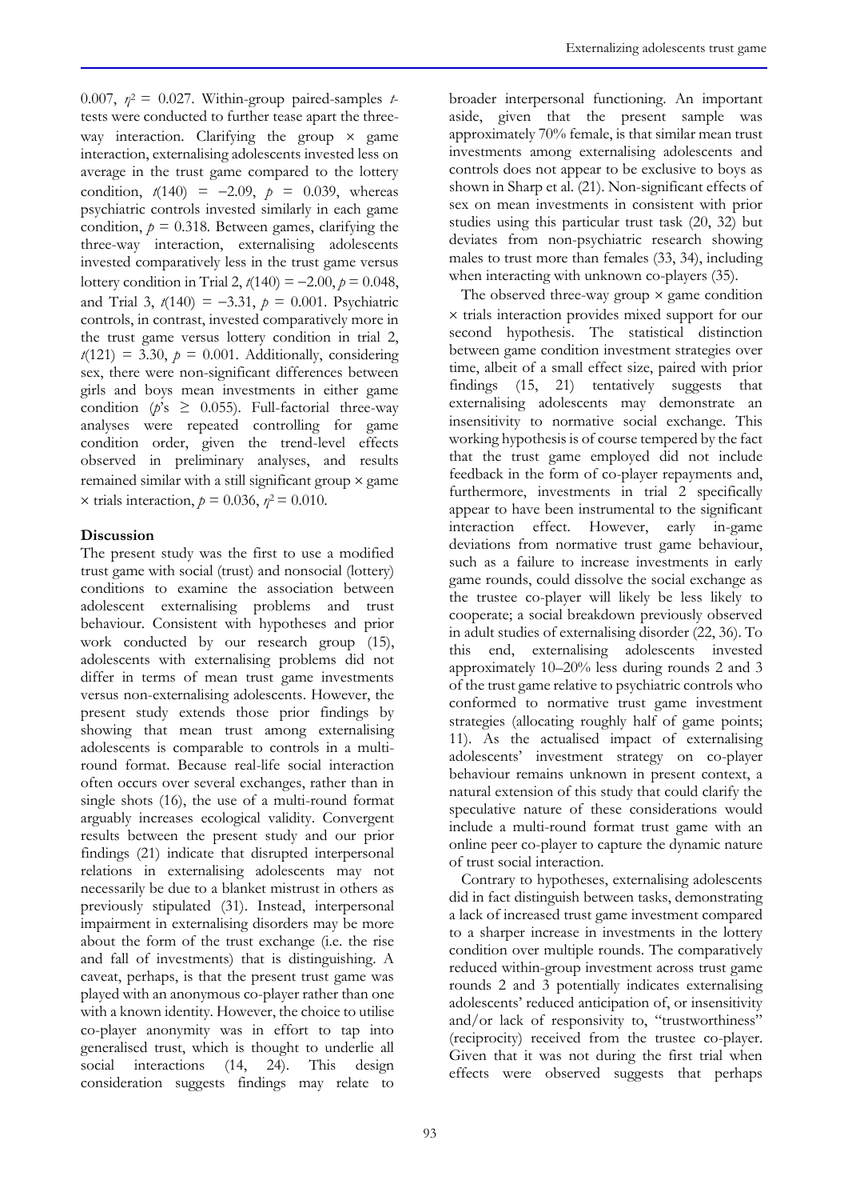0.007, $\eta^2 = 0.027$. Within-group paired-samples *t*-tests were conducted to further tease apart the three-way interaction. Clarifying the group × game interaction, externalising adolescents invested less on average in the trust game compared to the lottery condition, $t(140) = -2.09$, $p = 0.039$, whereas psychiatric controls invested similarly in each game condition, $p = 0.318$. Between games, clarifying the three-way interaction, externalising adolescents invested comparatively less in the trust game versus lottery condition in Trial 2, $t(140) = -2.00$, $p = 0.048$, and Trial 3, $t(140) = -3.31$, $p = 0.001$. Psychiatric controls, in contrast, invested comparatively more in the trust game versus lottery condition in trial 2, $t(121) = 3.30$, $p = 0.001$. Additionally, considering sex, there were non-significant differences between girls and boys mean investments in either game condition ($p$'s $\geq 0.055$). Full-factorial three-way analyses were repeated controlling for game condition order, given the trend-level effects observed in preliminary analyses, and results remained similar with a still significant group × game × trials interaction, $p = 0.036$, $\eta^2 = 0.010$.

## Discussion

The present study was the first to use a modified trust game with social (trust) and nonsocial (lottery) conditions to examine the association between adolescent externalising problems and trust behaviour. Consistent with hypotheses and prior work conducted by our research group (15), adolescents with externalising problems did not differ in terms of mean trust game investments versus non-externalising adolescents. However, the present study extends those prior findings by showing that mean trust among externalising adolescents is comparable to controls in a multi-round format. Because real-life social interaction often occurs over several exchanges, rather than in single shots (16), the use of a multi-round format arguably increases ecological validity. Convergent results between the present study and our prior findings (21) indicate that disrupted interpersonal relations in externalising adolescents may not necessarily be due to a blanket mistrust in others as previously stipulated (31). Instead, interpersonal impairment in externalising disorders may be more about the form of the trust exchange (i.e. the rise and fall of investments) that is distinguishing. A caveat, perhaps, is that the present trust game was played with an anonymous co-player rather than one with a known identity. However, the choice to utilise co-player anonymity was in effort to tap into generalised trust, which is thought to underlie all social interactions (14, 24). This design consideration suggests findings may relate to broader interpersonal functioning. An important aside, given that the present sample was approximately 70% female, is that similar mean trust investments among externalising adolescents and controls does not appear to be exclusive to boys as shown in Sharp et al. (21). Non-significant effects of sex on mean investments in consistent with prior studies using this particular trust task (20, 32) but deviates from non-psychiatric research showing males to trust more than females (33, 34), including when interacting with unknown co-players (35).

The observed three-way group × game condition × trials interaction provides mixed support for our second hypothesis. The statistical distinction between game condition investment strategies over time, albeit of a small effect size, paired with prior findings (15, 21) tentatively suggests that externalising adolescents may demonstrate an insensitivity to normative social exchange. This working hypothesis is of course tempered by the fact that the trust game employed did not include feedback in the form of co-player repayments and, furthermore, investments in trial 2 specifically appear to have been instrumental to the significant interaction effect. However, early in-game deviations from normative trust game behaviour, such as a failure to increase investments in early game rounds, could dissolve the social exchange as the trustee co-player will likely be less likely to cooperate; a social breakdown previously observed in adult studies of externalising disorder (22, 36). To this end, externalising adolescents invested approximately 10–20% less during rounds 2 and 3 of the trust game relative to psychiatric controls who conformed to normative trust game investment strategies (allocating roughly half of game points; 11). As the actualised impact of externalising adolescents' investment strategy on co-player behaviour remains unknown in present context, a natural extension of this study that could clarify the speculative nature of these considerations would include a multi-round format trust game with an online peer co-player to capture the dynamic nature of trust social interaction.

Contrary to hypotheses, externalising adolescents did in fact distinguish between tasks, demonstrating a lack of increased trust game investment compared to a sharper increase in investments in the lottery condition over multiple rounds. The comparatively reduced within-group investment across trust game rounds 2 and 3 potentially indicates externalising adolescents' reduced anticipation of, or insensitivity and/or lack of responsivity to, "trustworthiness" (reciprocity) received from the trustee co-player. Given that it was not during the first trial when effects were observed suggests that perhaps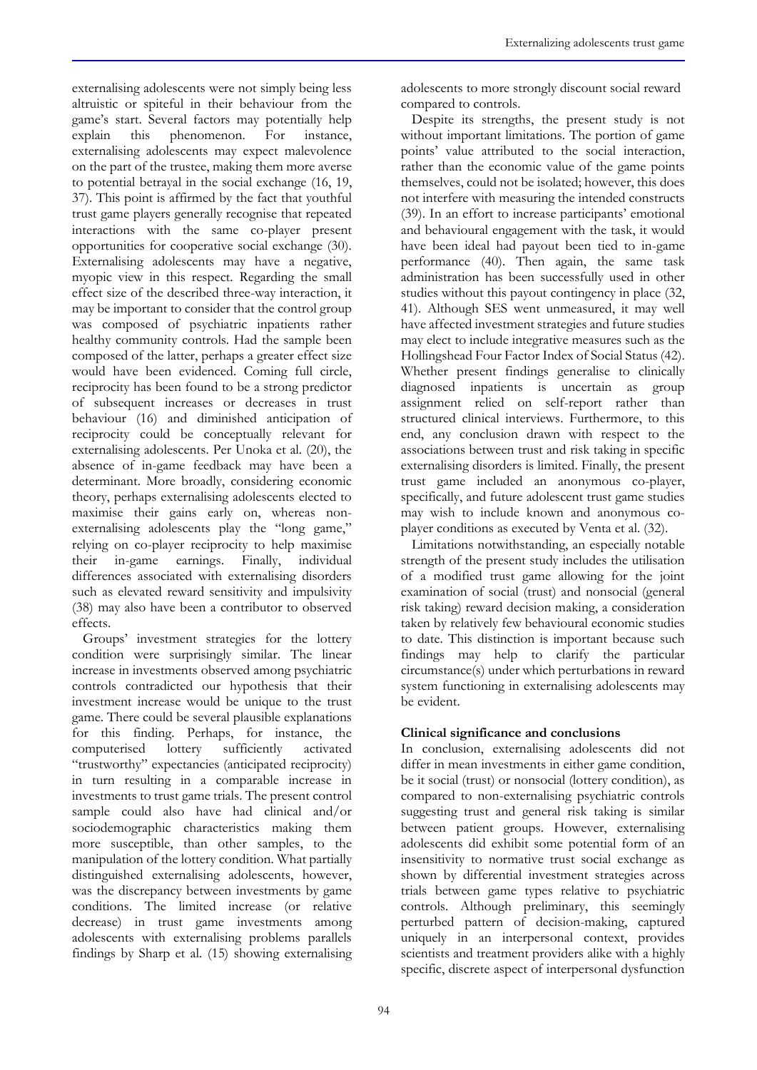externalising adolescents were not simply being less altruistic or spiteful in their behaviour from the game's start. Several factors may potentially help explain this phenomenon. For instance, externalising adolescents may expect malevolence on the part of the trustee, making them more averse to potential betrayal in the social exchange (16, 19, 37). This point is affirmed by the fact that youthful trust game players generally recognise that repeated interactions with the same co-player present opportunities for cooperative social exchange (30). Externalising adolescents may have a negative, myopic view in this respect. Regarding the small effect size of the described three-way interaction, it may be important to consider that the control group was composed of psychiatric inpatients rather healthy community controls. Had the sample been composed of the latter, perhaps a greater effect size would have been evidenced. Coming full circle, reciprocity has been found to be a strong predictor of subsequent increases or decreases in trust behaviour (16) and diminished anticipation of reciprocity could be conceptually relevant for externalising adolescents. Per Unoka et al. (20), the absence of in-game feedback may have been a determinant. More broadly, considering economic theory, perhaps externalising adolescents elected to maximise their gains early on, whereas non-externalising adolescents play the "long game," relying on co-player reciprocity to help maximise their in-game earnings. Finally, individual differences associated with externalising disorders such as elevated reward sensitivity and impulsivity (38) may also have been a contributor to observed effects.

Groups' investment strategies for the lottery condition were surprisingly similar. The linear increase in investments observed among psychiatric controls contradicted our hypothesis that their investment increase would be unique to the trust game. There could be several plausible explanations for this finding. Perhaps, for instance, the computerised lottery sufficiently activated "trustworthy" expectancies (anticipated reciprocity) in turn resulting in a comparable increase in investments to trust game trials. The present control sample could also have had clinical and/or sociodemographic characteristics making them more susceptible, than other samples, to the manipulation of the lottery condition. What partially distinguished externalising adolescents, however, was the discrepancy between investments by game conditions. The limited increase (or relative decrease) in trust game investments among adolescents with externalising problems parallels findings by Sharp et al. (15) showing externalising adolescents to more strongly discount social reward compared to controls.

Despite its strengths, the present study is not without important limitations. The portion of game points' value attributed to the social interaction, rather than the economic value of the game points themselves, could not be isolated; however, this does not interfere with measuring the intended constructs (39). In an effort to increase participants' emotional and behavioural engagement with the task, it would have been ideal had payout been tied to in-game performance (40). Then again, the same task administration has been successfully used in other studies without this payout contingency in place (32, 41). Although SES went unmeasured, it may well have affected investment strategies and future studies may elect to include integrative measures such as the Hollingshead Four Factor Index of Social Status (42). Whether present findings generalise to clinically diagnosed inpatients is uncertain as group assignment relied on self-report rather than structured clinical interviews. Furthermore, to this end, any conclusion drawn with respect to the associations between trust and risk taking in specific externalising disorders is limited. Finally, the present trust game included an anonymous co-player, specifically, and future adolescent trust game studies may wish to include known and anonymous co-player conditions as executed by Venta et al. (32).

Limitations notwithstanding, an especially notable strength of the present study includes the utilisation of a modified trust game allowing for the joint examination of social (trust) and nonsocial (general risk taking) reward decision making, a consideration taken by relatively few behavioural economic studies to date. This distinction is important because such findings may help to clarify the particular circumstance(s) under which perturbations in reward system functioning in externalising adolescents may be evident.

**Clinical significance and conclusions**

In conclusion, externalising adolescents did not differ in mean investments in either game condition, be it social (trust) or nonsocial (lottery condition), as compared to non-externalising psychiatric controls suggesting trust and general risk taking is similar between patient groups. However, externalising adolescents did exhibit some potential form of an insensitivity to normative trust social exchange as shown by differential investment strategies across trials between game types relative to psychiatric controls. Although preliminary, this seemingly perturbed pattern of decision-making, captured uniquely in an interpersonal context, provides scientists and treatment providers alike with a highly specific, discrete aspect of interpersonal dysfunction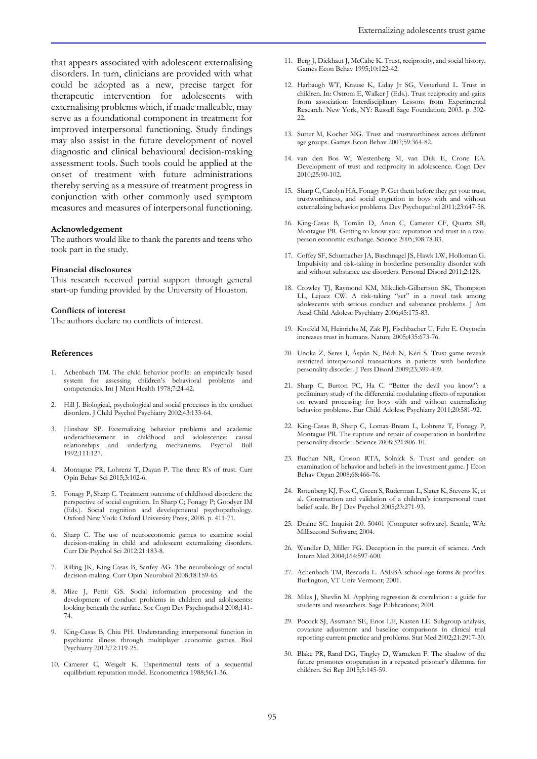that appears associated with adolescent externalising disorders. In turn, clinicians are provided with what could be adopted as a new, precise target for therapeutic intervention for adolescents with externalising problems which, if made malleable, may serve as a foundational component in treatment for improved interpersonal functioning. Study findings may also assist in the future development of novel diagnostic and clinical behavioural decision-making assessment tools. Such tools could be applied at the onset of treatment with future administrations thereby serving as a measure of treatment progress in conjunction with other commonly used symptom measures and measures of interpersonal functioning.

#### Acknowledgement

The authors would like to thank the parents and teens who took part in the study.

#### Financial disclosures

This research received partial support through general start-up funding provided by the University of Houston.

#### Conflicts of interest

The authors declare no conflicts of interest.

#### References

1. Achenbach TM. The child behavior profile: an empirically based system for assessing children's behavioral problems and competencies. Int J Ment Health 1978;7:24-42.
2. Hill J. Biological, psychological and social processes in the conduct disorders. J Child Psychol Psychiatry 2002;43:133-64.
3. Hinshaw SP. Externalizing behavior problems and academic underachievement in childhood and adolescence: causal relationships and underlying mechanisms. Psychol Bull 1992;111:127.
4. Montague PR, Lohrenz T, Dayan P. The three R's of trust. Curr Opin Behav Sci 2015;3:102-6.
5. Fonagy P, Sharp C. Treatment outcome of childhood disorders: the perspective of social cognition. In Sharp C; Fonagy P; Goodyer IM (Eds.). Social cognition and developmental psychopathology. Oxford New York: Oxford University Press; 2008. p. 411-71.
6. Sharp C. The use of neuroeconomic games to examine social decision-making in child and adolescent externalizing disorders. Curr Dir Psychol Sci 2012;21:183-8.
7. Rilling JK, King-Casas B, Sanfey AG. The neurobiology of social decision-making. Curr Opin Neurobiol 2008;18:159-65.
8. Mize J, Pettit GS. Social information processing and the development of conduct problems in children and adolescents: looking beneath the surface. Soc Cogn Dev Psychopathol 2008;141-74.
9. King-Casas B, Chiu PH. Understanding interpersonal function in psychiatric illness through multiplayer economic games. Biol Psychiatry 2012;72:119-25.
10. Camerer C, Weigelt K. Experimental tests of a sequential equilibrium reputation model. Econometrica 1988;56:1-36.
11. Berg J, Dickhaut J, McCabe K. Trust, reciprocity, and social history. Games Econ Behav 1995;10:122-42.
12. Harbaugh WT, Krause K, Liday Jr SG, Vesterlund L. Trust in children. In: Ostrom E, Walker J (Eds.). Trust reciprocity and gains from association: Interdisciplinary Lessons from Experimental Research. New York, NY: Russell Sage Foundation; 2003. p. 302-22.
13. Sutter M, Kocher MG. Trust and trustworthiness across different age groups. Games Econ Behav 2007;59:364-82.
14. van den Bos W, Westenberg M, van Dijk E, Crone EA. Development of trust and reciprocity in adolescence. Cogn Dev 2010;25:90-102.
15. Sharp C, Carolyn HA, Fonagy P. Get them before they get you: trust, trustworthiness, and social cognition in boys with and without externalizing behavior problems. Dev Psychopathol 2011;23:647-58.
16. King-Casas B, Tomlin D, Anen C, Camerer CF, Quartz SR, Montague PR. Getting to know you: reputation and trust in a two-person economic exchange. Science 2005;308:78-83.
17. Coffey SF, Schumacher JA, Baschnagel JS, Hawk LW, Holloman G. Impulsivity and risk-taking in borderline personality disorder with and without substance use disorders. Personal Disord 2011;2:128.
18. Crowley TJ, Raymond KM, Mikulich-Gilbertson SK, Thompson LL, Lejuez CW. A risk-taking "set" in a novel task among adolescents with serious conduct and substance problems. J Am Acad Child Adolesc Psychiatry 2006;45:175-83.
19. Kosfeld M, Heinrichs M, Zak PJ, Fischbacher U, Fehr E. Oxytocin increases trust in humans. Nature 2005;435:673-76.
20. Unoka Z, Seres I, Áspán N, Bódi N, Kéri S. Trust game reveals restricted interpersonal transactions in patients with borderline personality disorder. J Pers Disord 2009;23;399-409.
21. Sharp C, Burton PC, Ha C. "Better the devil you know": a preliminary study of the differential modulating effects of reputation on reward processing for boys with and without externalizing behavior problems. Eur Child Adolesc Psychiatry 2011;20:581-92.
22. King-Casas B, Sharp C, Lomax-Bream L, Lohrenz T, Fonagy P, Montague PR. The rupture and repair of cooperation in borderline personality disorder. Science 2008;321:806-10.
23. Buchan NR, Croson RTA, Solnick S. Trust and gender: an examination of behavior and beliefs in the investment game. J Econ Behav Organ 2008;68:466-76.
24. Rotenberg KJ, Fox C, Green S, Ruderman L, Slater K, Stevens K, et al. Construction and validation of a children's interpersonal trust belief scale. Br J Dev Psychol 2005;23:271-93.
25. Draine SC. Inquisit 2.0. 50401 [Computer software]. Seattle, WA: Millisecond Software; 2004.
26. Wendler D, Miller FG. Deception in the pursuit of science. Arch Intern Med 2004;164:597-600.
27. Achenbach TM, Rescorla L. ASEBA school-age forms & profiles. Burlington, VT Univ Vermont; 2001.
28. Miles J, Shevlin M. Applying regression & correlation : a guide for students and researchers. Sage Publications; 2001.
29. Pocock SJ, Assmann SE, Enos LE, Kasten LE. Subgroup analysis, covariate adjustment and baseline comparisons in clinical trial reporting: current practice and problems. Stat Med 2002;21:2917-30.
30. Blake PR, Rand DG, Tingley D, Warneken F. The shadow of the future promotes cooperation in a repeated prisoner's dilemma for children. Sci Rep 2015;5:145-59.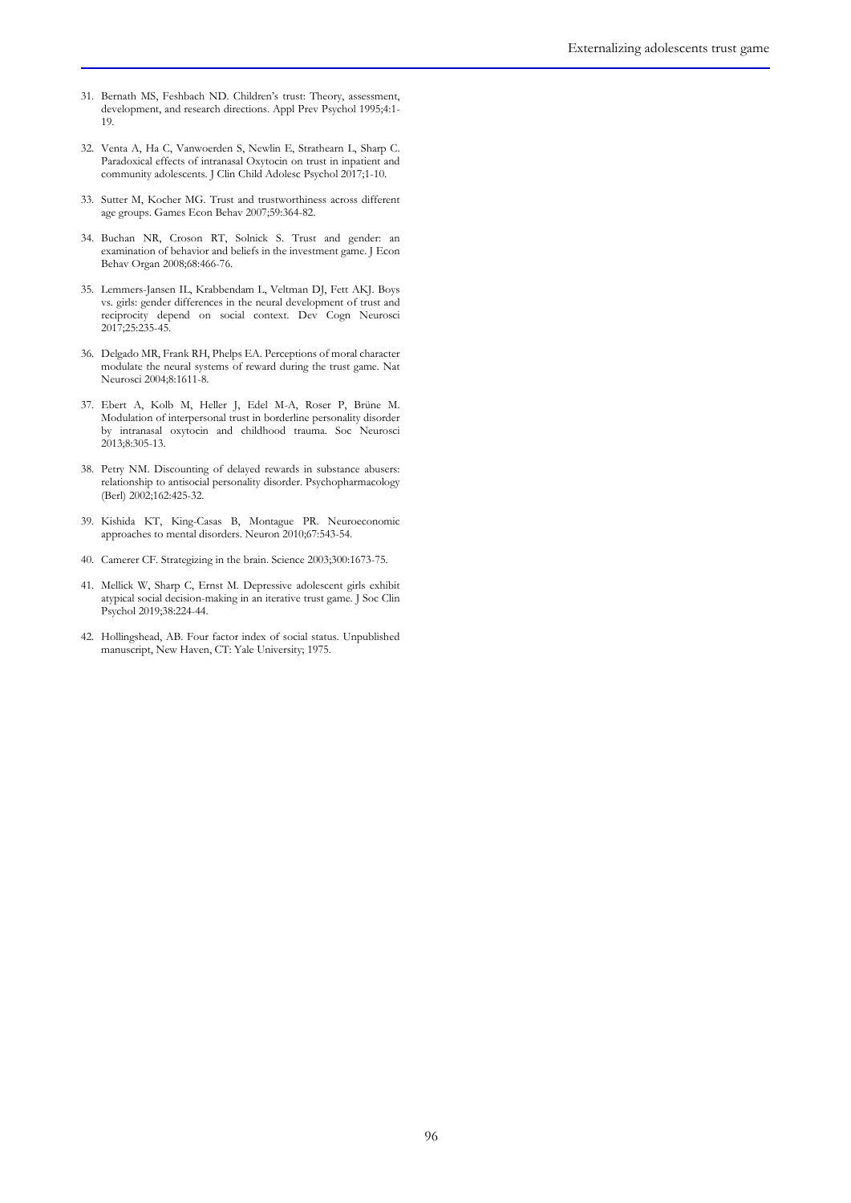31. Bernath MS, Feshbach ND. Children's trust: Theory, assessment, development, and research directions. Appl Prev Psychol 1995;4:1-19.

32. Venta A, Ha C, Vanwoerden S, Newlin E, Strathearn L, Sharp C. Paradoxical effects of intranasal Oxytocin on trust in inpatient and community adolescents. J Clin Child Adolesc Psychol 2017;1-10.

33. Sutter M, Kocher MG. Trust and trustworthiness across different age groups. Games Econ Behav 2007;59:364-82.

34. Buchan NR, Croson RT, Solnick S. Trust and gender: an examination of behavior and beliefs in the investment game. J Econ Behav Organ 2008;68:466-76.

35. Lemmers-Jansen IL, Krabbendam L, Veltman DJ, Fett AKJ. Boys vs. girls: gender differences in the neural development of trust and reciprocity depend on social context. Dev Cogn Neurosci 2017;25:235-45.

36. Delgado MR, Frank RH, Phelps EA. Perceptions of moral character modulate the neural systems of reward during the trust game. Nat Neurosci 2004;8:1611-8.

37. Ebert A, Kolb M, Heller J, Edel M-A, Roser P, Brüne M. Modulation of interpersonal trust in borderline personality disorder by intranasal oxytocin and childhood trauma. Soc Neurosci 2013;8:305-13.

38. Petry NM. Discounting of delayed rewards in substance abusers: relationship to antisocial personality disorder. Psychopharmacology (Berl) 2002;162:425-32.

39. Kishida KT, King-Casas B, Montague PR. Neuroeconomic approaches to mental disorders. Neuron 2010;67:543-54.

40. Camerer CF. Strategizing in the brain. Science 2003;300:1673-75.

41. Mellick W, Sharp C, Ernst M. Depressive adolescent girls exhibit atypical social decision-making in an iterative trust game. J Soc Clin Psychol 2019;38:224-44.

42. Hollingshead, AB. Four factor index of social status. Unpublished manuscript, New Haven, CT: Yale University; 1975.